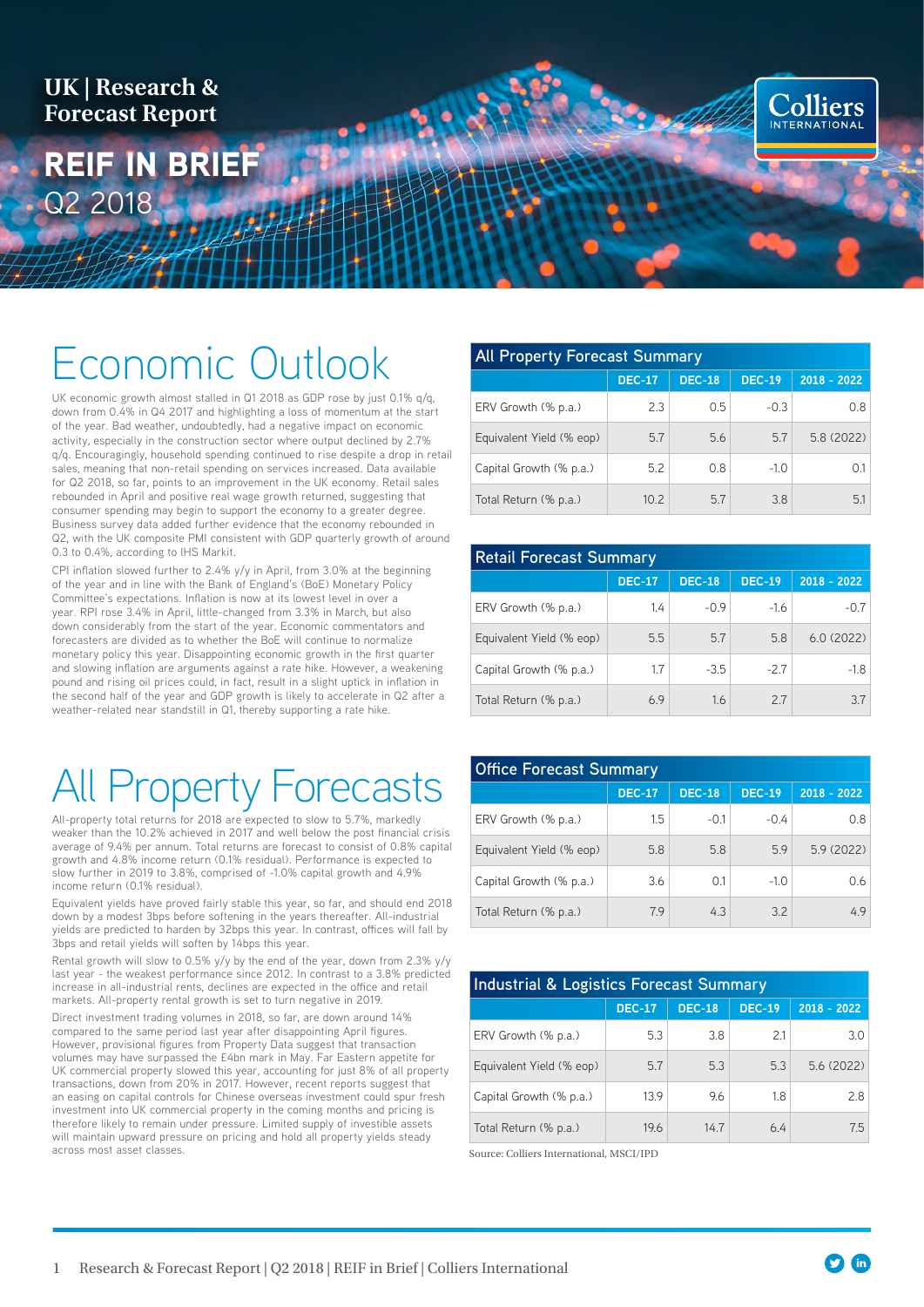UK | Research & Forecast Report

# REIF IN BRIEF

Q2 2018

## Economic Outlook

UK economic growth almost stalled in Q1 2018 as GDP rose by just 0.1% q/q, down from 0.4% in Q4 2017 and highlighting a loss of momentum at the start of the year. Bad weather, undoubtedly, had a negative impact on economic activity, especially in the construction sector where output declined by 2.7% q/q. Encouragingly, household spending continued to rise despite a drop in retail sales, meaning that non-retail spending on services increased. Data available for Q2 2018, so far, points to an improvement in the UK economy. Retail sales rebounded in April and positive real wage growth returned, suggesting that consumer spending may begin to support the economy to a greater degree. Business survey data added further evidence that the economy rebounded in Q2, with the UK composite PMI consistent with GDP quarterly growth of around 0.3 to 0.4%, according to IHS Markit.

CPI inflation slowed further to 2.4% y/y in April, from 3.0% at the beginning of the year and in line with the Bank of England's (BoE) Monetary Policy Committee's expectations. Inflation is now at its lowest level in over a year. RPI rose 3.4% in April, little-changed from 3.3% in March, but also down considerably from the start of the year. Economic commentators and forecasters are divided as to whether the BoE will continue to normalize monetary policy this year. Disappointing economic growth in the first quarter and slowing inflation are arguments against a rate hike. However, a weakening pound and rising oil prices could, in fact, result in a slight uptick in inflation in the second half of the year and GDP growth is likely to accelerate in Q2 after a weather-related near standstill in Q1, thereby supporting a rate hike.

## All Property Forecasts

All-property total returns for 2018 are expected to slow to 5.7%, markedly weaker than the 10.2% achieved in 2017 and well below the post financial crisis average of 9.4% per annum. Total returns are forecast to consist of 0.8% capital growth and 4.8% income return (0.1% residual). Performance is expected to slow further in 2019 to 3.8%, comprised of -1.0% capital growth and 4.9% income return (0.1% residual).

Equivalent yields have proved fairly stable this year, so far, and should end 2018 down by a modest 3bps before softening in the years thereafter. All-industrial yields are predicted to harden by 32bps this year. In contrast, offices will fall by 3bps and retail yields will soften by 14bps this year.

Rental growth will slow to 0.5% y/y by the end of the year, down from 2.3% y/y last year - the weakest performance since 2012. In contrast to a 3.8% predicted increase in all-industrial rents, declines are expected in the office and retail markets. All-property rental growth is set to turn negative in 2019.

Direct investment trading volumes in 2018, so far, are down around 14% compared to the same period last year after disappointing April figures. However, provisional figures from Property Data suggest that transaction volumes may have surpassed the £4bn mark in May. Far Eastern appetite for UK commercial property slowed this year, accounting for just 8% of all property transactions, down from 20% in 2017. However, recent reports suggest that an easing on capital controls for Chinese overseas investment could spur fresh investment into UK commercial property in the coming months and pricing is therefore likely to remain under pressure. Limited supply of investible assets will maintain upward pressure on pricing and hold all property yields steady across most asset classes.

**All Property Forecast Summary**

| | DEC-17 | DEC-18 | DEC-19 | 2018 - 2022 |
|---|---|---|---|---|
| ERV Growth (% p.a.) | 2.3 | 0.5 | -0.3 | 0.8 |
| Equivalent Yield (% eop) | 5.7 | 5.6 | 5.7 | 5.8 (2022) |
| Capital Growth (% p.a.) | 5.2 | 0.8 | -1.0 | 0.1 |
| Total Return (% p.a.) | 10.2 | 5.7 | 3.8 | 5.1 |

**Retail Forecast Summary**

| | DEC-17 | DEC-18 | DEC-19 | 2018 - 2022 |
|---|---|---|---|---|
| ERV Growth (% p.a.) | 1.4 | -0.9 | -1.6 | -0.7 |
| Equivalent Yield (% eop) | 5.5 | 5.7 | 5.8 | 6.0 (2022) |
| Capital Growth (% p.a.) | 1.7 | -3.5 | -2.7 | -1.8 |
| Total Return (% p.a.) | 6.9 | 1.6 | 2.7 | 3.7 |

**Office Forecast Summary**

| | DEC-17 | DEC-18 | DEC-19 | 2018 - 2022 |
|---|---|---|---|---|
| ERV Growth (% p.a.) | 1.5 | -0.1 | -0.4 | 0.8 |
| Equivalent Yield (% eop) | 5.8 | 5.8 | 5.9 | 5.9 (2022) |
| Capital Growth (% p.a.) | 3.6 | 0.1 | -1.0 | 0.6 |
| Total Return (% p.a.) | 7.9 | 4.3 | 3.2 | 4.9 |

**Industrial & Logistics Forecast Summary**

| | DEC-17 | DEC-18 | DEC-19 | 2018 - 2022 |
|---|---|---|---|---|
| ERV Growth (% p.a.) | 5.3 | 3.8 | 2.1 | 3.0 |
| Equivalent Yield (% eop) | 5.7 | 5.3 | 5.3 | 5.6 (2022) |
| Capital Growth (% p.a.) | 13.9 | 9.6 | 1.8 | 2.8 |
| Total Return (% p.a.) | 19.6 | 14.7 | 6.4 | 7.5 |

Source: Colliers International, MSCI/IPD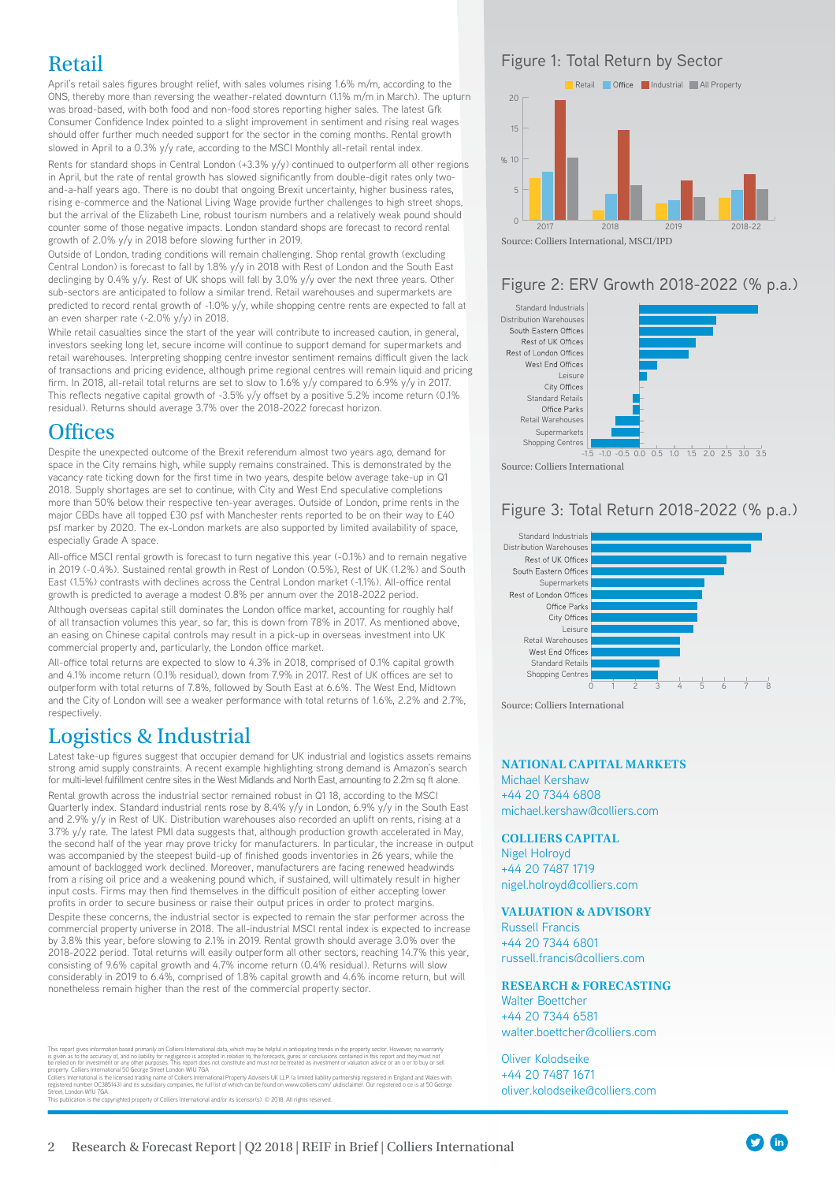## Retail

April's retail sales figures brought relief, with sales volumes rising 1.6% m/m, according to the ONS, thereby more than reversing the weather-related downturn (1.1% m/m in March). The upturn was broad-based, with both food and non-food stores reporting higher sales. The latest Gfk Consumer Confidence Index pointed to a slight improvement in sentiment and rising real wages should offer further much needed support for the sector in the coming months. Rental growth slowed in April to a 0.3% y/y rate, according to the MSCI Monthly all-retail rental index.

Rents for standard shops in Central London (+3.3% y/y) continued to outperform all other regions in April, but the rate of rental growth has slowed significantly from double-digit rates only two-and-a-half years ago. There is no doubt that ongoing Brexit uncertainty, higher business rates, rising e-commerce and the National Living Wage provide further challenges to high street shops, but the arrival of the Elizabeth Line, robust tourism numbers and a relatively weak pound should counter some of those negative impacts. London standard shops are forecast to record rental growth of 2.0% y/y in 2018 before slowing further in 2019.

Outside of London, trading conditions will remain challenging. Shop rental growth (excluding Central London) is forecast to fall by 1.8% y/y in 2018 with Rest of London and the South East declining by 0.4% y/y. Rest of UK shops will fall by 3.0% y/y over the next three years. Other sub-sectors are anticipated to follow a similar trend. Retail warehouses and supermarkets are predicted to record rental growth of -1.0% y/y, while shopping centre rents are expected to fall at an even sharper rate (-2.0% y/y) in 2018.

While retail casualties since the start of the year will contribute to increased caution, in general, investors seeking long let, secure income will continue to support demand for supermarkets and retail warehouses. Interpreting shopping centre investor sentiment remains difficult given the lack of transactions and pricing evidence, although prime regional centres will remain liquid and pricing firm. In 2018, all-retail total returns are set to slow to 1.6% y/y compared to 6.9% y/y in 2017. This reflects negative capital growth of -3.5% y/y offset by a positive 5.2% income return (0.1% residual). Returns should average 3.7% over the 2018-2022 forecast horizon.

## Offices

Despite the unexpected outcome of the Brexit referendum almost two years ago, demand for space in the City remains high, while supply remains constrained. This is demonstrated by the vacancy rate ticking down for the first time in two years, despite below average take-up in Q1 2018. Supply shortages are set to continue, with City and West End speculative completions more than 50% below their respective ten-year averages. Outside of London, prime rents in the major CBDs have all topped £30 psf with Manchester rents reported to be on their way to £40 psf marker by 2020. The ex-London markets are also supported by limited availability of space, especially Grade A space.

All-office MSCI rental growth is forecast to turn negative this year (-0.1%) and to remain negative in 2019 (-0.4%). Sustained rental growth in Rest of London (0.5%), Rest of UK (1.2%) and South East (1.5%) contrasts with declines across the Central London market (-1.1%). All-office rental growth is predicted to average a modest 0.8% per annum over the 2018-2022 period.

Although overseas capital still dominates the London office market, accounting for roughly half of all transaction volumes this year, so far, this is down from 78% in 2017. As mentioned above, an easing on Chinese capital controls may result in a pick-up in overseas investment into UK commercial property and, particularly, the London office market.

All-office total returns are expected to slow to 4.3% in 2018, comprised of 0.1% capital growth and 4.1% income return (0.1% residual), down from 7.9% in 2017. Rest of UK offices are set to outperform with total returns of 7.8%, followed by South East at 6.6%. The West End, Midtown and the City of London will see a weaker performance with total returns of 1.6%, 2.2% and 2.7%, respectively.

## Logistics & Industrial

Latest take-up figures suggest that occupier demand for UK industrial and logistics assets remains strong amid supply constraints. A recent example highlighting strong demand is Amazon's search for multi-level fulfillment centre sites in the West Midlands and North East, amounting to 2.2m sq ft alone.

Rental growth across the industrial sector remained robust in Q1 18, according to the MSCI Quarterly index. Standard industrial rents rose by 8.4% y/y in London, 6.9% y/y in the South East and 2.9% y/y in Rest of UK. Distribution warehouses also recorded an uplift on rents, rising at a 3.7% y/y rate. The latest PMI data suggests that, although production growth accelerated in May, the second half of the year may prove tricky for manufacturers. In particular, the increase in output was accompanied by the steepest build-up of finished goods inventories in 26 years, while the amount of backlogged work declined. Moreover, manufacturers are facing renewed headwinds from a rising oil price and a weakening pound which, if sustained, will ultimately result in higher input costs. Firms may then find themselves in the difficult position of either accepting lower profits in order to secure business or raise their output prices in order to protect margins.

Despite these concerns, the industrial sector is expected to remain the star performer across the commercial property universe in 2018. The all-industrial MSCI rental index is expected to increase by 3.8% this year, before slowing to 2.1% in 2019. Rental growth should average 3.0% over the 2018-2022 period. Total returns will easily outperform all other sectors, reaching 14.7% this year, consisting of 9.6% capital growth and 4.7% income return (0.4% residual). Returns will slow considerably in 2019 to 6.4%, comprised of 1.8% capital growth and 4.6% income return, but will nonetheless remain higher than the rest of the commercial property sector.

### Figure 1: Total Return by Sector

Retail, Office, Industrial, All Property

%: 0, 5, 10, 15, 20

2017, 2018, 2019, 2018-22

Source: Colliers International, MSCI/IPD

### Figure 2: ERV Growth 2018-2022 (% p.a.)

Standard Industrials
Distribution Warehouses
South Eastern Offices
Rest of UK Offices
Rest of London Offices
West End Offices
Leisure
City Offices
Standard Retails
Office Parks
Retail Warehouses
Supermarkets
Shopping Centres

-1.5, -1.0, -0.5, 0.0, 0.5, 1.0, 1.5, 2.0, 2.5, 3.0, 3.5

Source: Colliers International

### Figure 3: Total Return 2018-2022 (% p.a.)

Standard Industrials
Distribution Warehouses
Rest of UK Offices
South Eastern Offices
Supermarkets
Rest of London Offices
Office Parks
City Offices
Leisure
Retail Warehouses
West End Offices
Standard Retails
Shopping Centres

0, 1, 2, 3, 4, 5, 6, 7, 8

Source: Colliers International

**NATIONAL CAPITAL MARKETS**
Michael Kershaw
+44 20 7344 6808
michael.kershaw@colliers.com

**COLLIERS CAPITAL**
Nigel Holroyd
+44 20 7487 1719
nigel.holroyd@colliers.com

**VALUATION & ADVISORY**
Russell Francis
+44 20 7344 6801
russell.francis@colliers.com

**RESEARCH & FORECASTING**
Walter Boettcher
+44 20 7344 6581
walter.boettcher@colliers.com

Oliver Kolodseike
+44 20 7487 1671
oliver.kolodseike@colliers.com

This report gives information based primarily on Colliers International data, which may be helpful in anticipating trends in the property sector. However, no warranty is given as to the accuracy of, and no liability for negligence is accepted in relation to, the forecasts, gures or conclusions contained in this report and they must not be relied on for investment or any other purposes. This report does not constitute and must not be treated as investment or valuation advice or an o er to buy or sell property. Colliers International 50 George Street London W1U 7GA.
Colliers International is the licensed trading name of Colliers International Property Advisers UK LLP (a limited liability partnership registered in England and Wales with registered number OC385143) and its subsidiary companies, the full list of which can be found on www.colliers.com/ ukdisclaimer. Our registered o ce is at 50 George Street, London W1U 7GA.
This publication is the copyrighted property of Colliers International and/or its licensor(s). © 2018. All rights reserved.